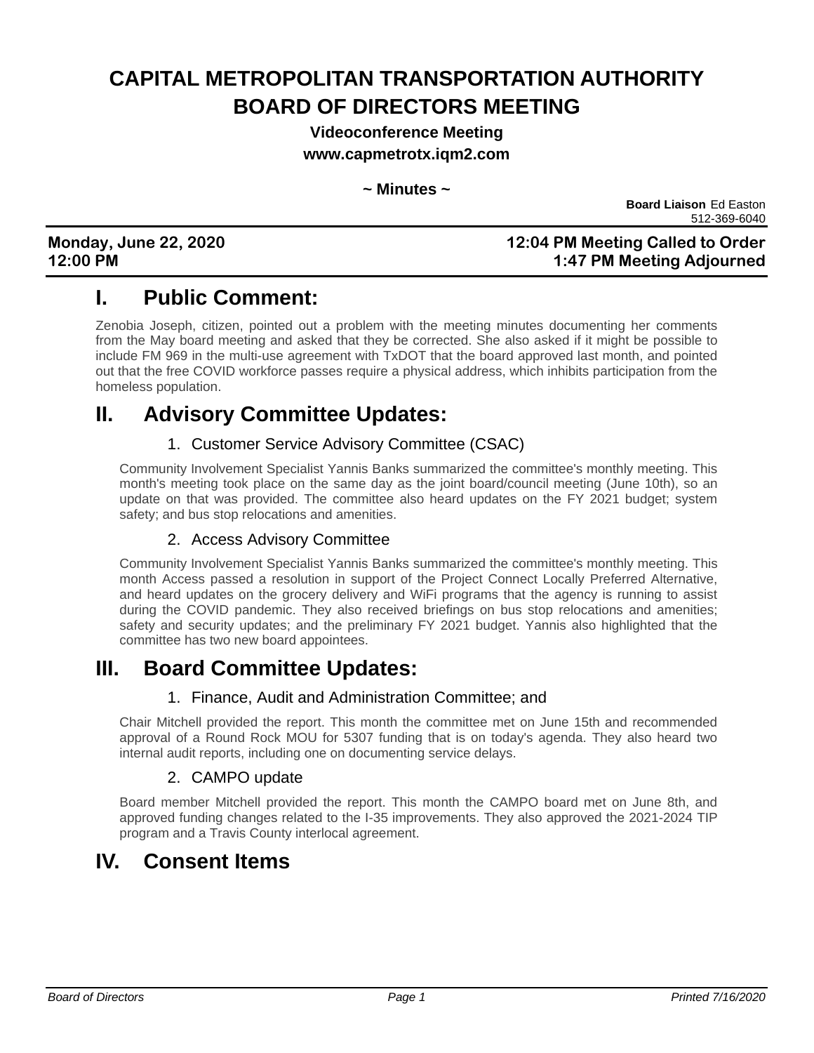# CAPITAL METROPOLITAN TRANSPORTATION AUTHORITY BOARD OF DIRECTORS MEETING

**Videoconference Meeting**

**www.capmetrotx.iqm2.com**

**~ Minutes ~**

**Board Liaison** Ed Easton
512-369-6040

**Monday, June 22, 2020**
**12:00 PM**

**12:04 PM Meeting Called to Order**
**1:47 PM Meeting Adjourned**

# I. Public Comment:

Zenobia Joseph, citizen, pointed out a problem with the meeting minutes documenting her comments from the May board meeting and asked that they be corrected. She also asked if it might be possible to include FM 969 in the multi-use agreement with TxDOT that the board approved last month, and pointed out that the free COVID workforce passes require a physical address, which inhibits participation from the homeless population.

# II. Advisory Committee Updates:

### 1. Customer Service Advisory Committee (CSAC)

Community Involvement Specialist Yannis Banks summarized the committee's monthly meeting. This month's meeting took place on the same day as the joint board/council meeting (June 10th), so an update on that was provided. The committee also heard updates on the FY 2021 budget; system safety; and bus stop relocations and amenities.

### 2. Access Advisory Committee

Community Involvement Specialist Yannis Banks summarized the committee's monthly meeting. This month Access passed a resolution in support of the Project Connect Locally Preferred Alternative, and heard updates on the grocery delivery and WiFi programs that the agency is running to assist during the COVID pandemic. They also received briefings on bus stop relocations and amenities; safety and security updates; and the preliminary FY 2021 budget. Yannis also highlighted that the committee has two new board appointees.

# III. Board Committee Updates:

### 1. Finance, Audit and Administration Committee; and

Chair Mitchell provided the report. This month the committee met on June 15th and recommended approval of a Round Rock MOU for 5307 funding that is on today's agenda. They also heard two internal audit reports, including one on documenting service delays.

### 2. CAMPO update

Board member Mitchell provided the report. This month the CAMPO board met on June 8th, and approved funding changes related to the I-35 improvements. They also approved the 2021-2024 TIP program and a Travis County interlocal agreement.

# IV. Consent Items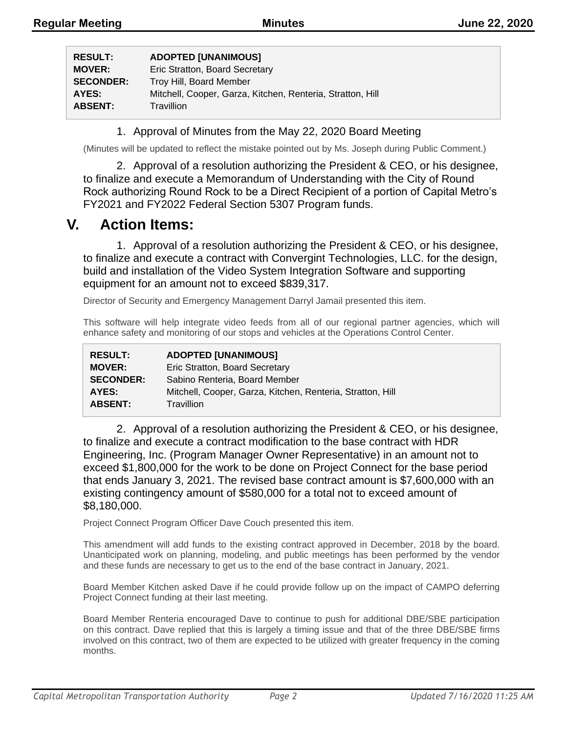| | |
|---|---|
| **RESULT:** | **ADOPTED [UNANIMOUS]** |
| **MOVER:** | Eric Stratton, Board Secretary |
| **SECONDER:** | Troy Hill, Board Member |
| **AYES:** | Mitchell, Cooper, Garza, Kitchen, Renteria, Stratton, Hill |
| **ABSENT:** | Travillion |

1. Approval of Minutes from the May 22, 2020 Board Meeting

(Minutes will be updated to reflect the mistake pointed out by Ms. Joseph during Public Comment.)

2. Approval of a resolution authorizing the President & CEO, or his designee, to finalize and execute a Memorandum of Understanding with the City of Round Rock authorizing Round Rock to be a Direct Recipient of a portion of Capital Metro's FY2021 and FY2022 Federal Section 5307 Program funds.

# V. Action Items:

1. Approval of a resolution authorizing the President & CEO, or his designee, to finalize and execute a contract with Convergint Technologies, LLC. for the design, build and installation of the Video System Integration Software and supporting equipment for an amount not to exceed $839,317.

Director of Security and Emergency Management Darryl Jamail presented this item.

This software will help integrate video feeds from all of our regional partner agencies, which will enhance safety and monitoring of our stops and vehicles at the Operations Control Center.

| | |
|---|---|
| **RESULT:** | **ADOPTED [UNANIMOUS]** |
| **MOVER:** | Eric Stratton, Board Secretary |
| **SECONDER:** | Sabino Renteria, Board Member |
| **AYES:** | Mitchell, Cooper, Garza, Kitchen, Renteria, Stratton, Hill |
| **ABSENT:** | Travillion |

2. Approval of a resolution authorizing the President & CEO, or his designee, to finalize and execute a contract modification to the base contract with HDR Engineering, Inc. (Program Manager Owner Representative) in an amount not to exceed $1,800,000 for the work to be done on Project Connect for the base period that ends January 3, 2021. The revised base contract amount is $7,600,000 with an existing contingency amount of $580,000 for a total not to exceed amount of $8,180,000.

Project Connect Program Officer Dave Couch presented this item.

This amendment will add funds to the existing contract approved in December, 2018 by the board. Unanticipated work on planning, modeling, and public meetings has been performed by the vendor and these funds are necessary to get us to the end of the base contract in January, 2021.

Board Member Kitchen asked Dave if he could provide follow up on the impact of CAMPO deferring Project Connect funding at their last meeting.

Board Member Renteria encouraged Dave to continue to push for additional DBE/SBE participation on this contract. Dave replied that this is largely a timing issue and that of the three DBE/SBE firms involved on this contract, two of them are expected to be utilized with greater frequency in the coming months.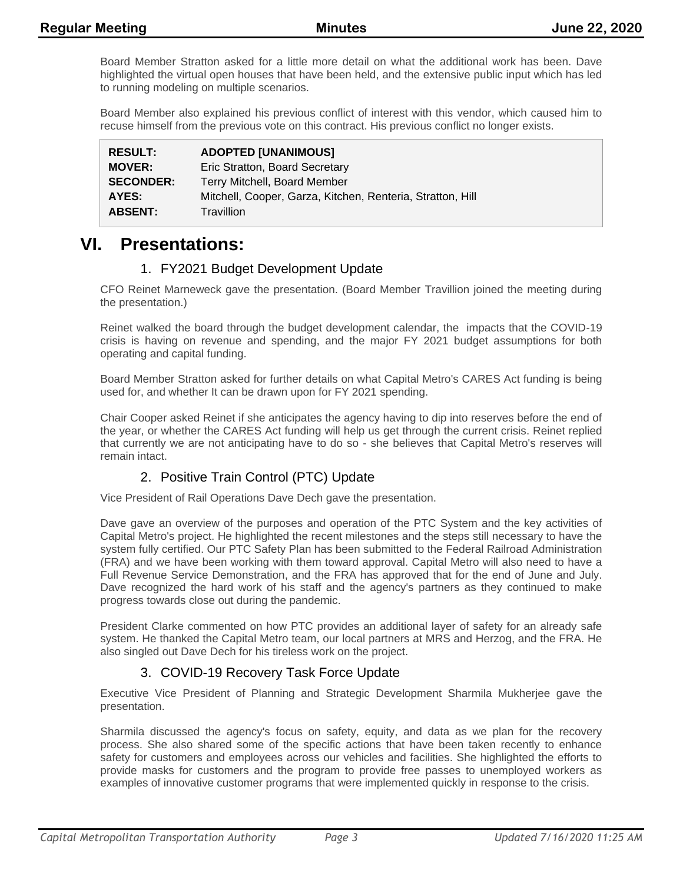Board Member Stratton asked for a little more detail on what the additional work has been. Dave highlighted the virtual open houses that have been held, and the extensive public input which has led to running modeling on multiple scenarios.

Board Member also explained his previous conflict of interest with this vendor, which caused him to recuse himself from the previous vote on this contract. His previous conflict no longer exists.

| | |
|---|---|
| **RESULT:** | **ADOPTED [UNANIMOUS]** |
| **MOVER:** | Eric Stratton, Board Secretary |
| **SECONDER:** | Terry Mitchell, Board Member |
| **AYES:** | Mitchell, Cooper, Garza, Kitchen, Renteria, Stratton, Hill |
| **ABSENT:** | Travillion |

# VI. Presentations:

## 1. FY2021 Budget Development Update

CFO Reinet Marneweck gave the presentation. (Board Member Travillion joined the meeting during the presentation.)

Reinet walked the board through the budget development calendar, the impacts that the COVID-19 crisis is having on revenue and spending, and the major FY 2021 budget assumptions for both operating and capital funding.

Board Member Stratton asked for further details on what Capital Metro's CARES Act funding is being used for, and whether It can be drawn upon for FY 2021 spending.

Chair Cooper asked Reinet if she anticipates the agency having to dip into reserves before the end of the year, or whether the CARES Act funding will help us get through the current crisis. Reinet replied that currently we are not anticipating have to do so - she believes that Capital Metro's reserves will remain intact.

## 2. Positive Train Control (PTC) Update

Vice President of Rail Operations Dave Dech gave the presentation.

Dave gave an overview of the purposes and operation of the PTC System and the key activities of Capital Metro's project. He highlighted the recent milestones and the steps still necessary to have the system fully certified. Our PTC Safety Plan has been submitted to the Federal Railroad Administration (FRA) and we have been working with them toward approval. Capital Metro will also need to have a Full Revenue Service Demonstration, and the FRA has approved that for the end of June and July. Dave recognized the hard work of his staff and the agency's partners as they continued to make progress towards close out during the pandemic.

President Clarke commented on how PTC provides an additional layer of safety for an already safe system. He thanked the Capital Metro team, our local partners at MRS and Herzog, and the FRA. He also singled out Dave Dech for his tireless work on the project.

## 3. COVID-19 Recovery Task Force Update

Executive Vice President of Planning and Strategic Development Sharmila Mukherjee gave the presentation.

Sharmila discussed the agency's focus on safety, equity, and data as we plan for the recovery process. She also shared some of the specific actions that have been taken recently to enhance safety for customers and employees across our vehicles and facilities. She highlighted the efforts to provide masks for customers and the program to provide free passes to unemployed workers as examples of innovative customer programs that were implemented quickly in response to the crisis.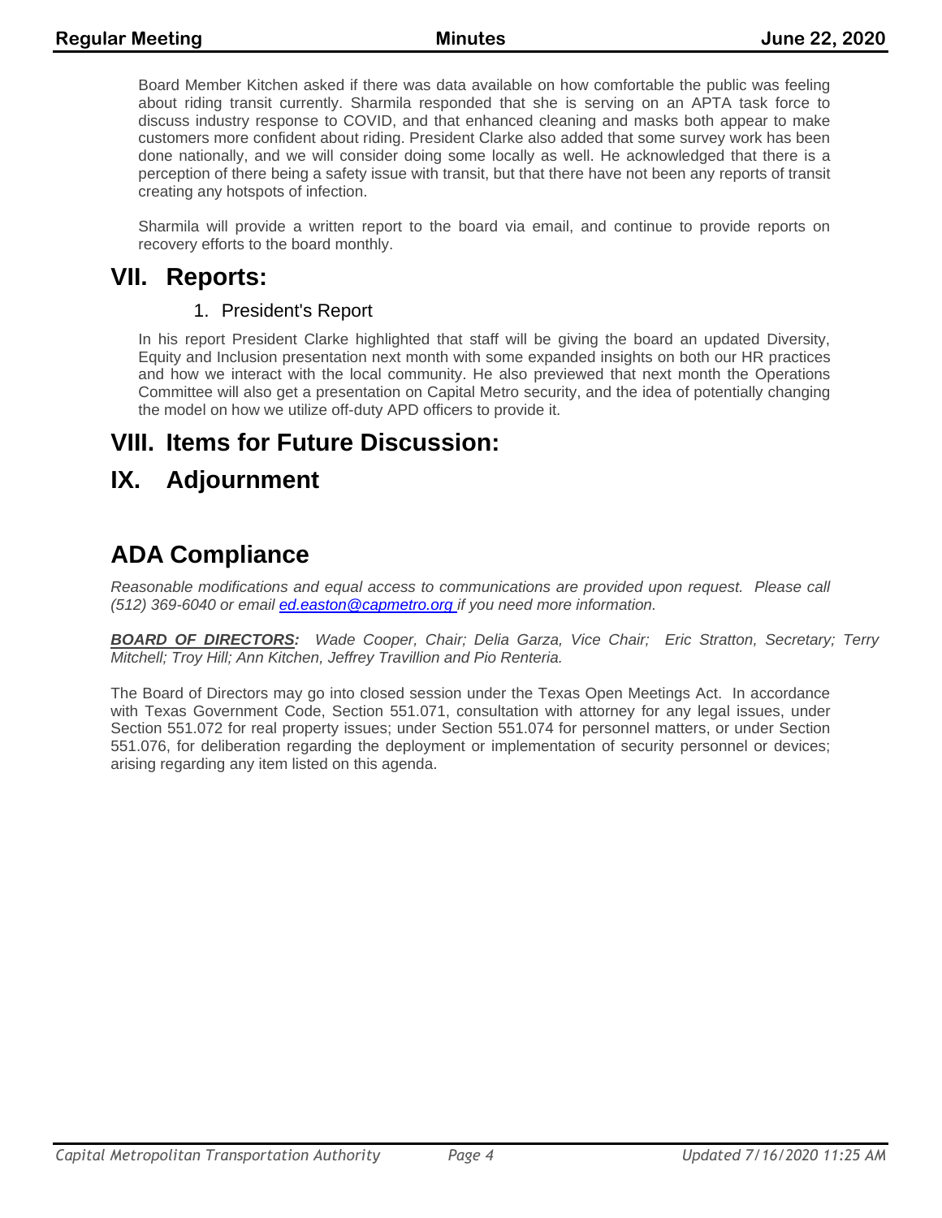Board Member Kitchen asked if there was data available on how comfortable the public was feeling about riding transit currently. Sharmila responded that she is serving on an APTA task force to discuss industry response to COVID, and that enhanced cleaning and masks both appear to make customers more confident about riding. President Clarke also added that some survey work has been done nationally, and we will consider doing some locally as well. He acknowledged that there is a perception of there being a safety issue with transit, but that there have not been any reports of transit creating any hotspots of infection.

Sharmila will provide a written report to the board via email, and continue to provide reports on recovery efforts to the board monthly.

# VII. Reports:

1. President's Report

In his report President Clarke highlighted that staff will be giving the board an updated Diversity, Equity and Inclusion presentation next month with some expanded insights on both our HR practices and how we interact with the local community. He also previewed that next month the Operations Committee will also get a presentation on Capital Metro security, and the idea of potentially changing the model on how we utilize off-duty APD officers to provide it.

# VIII. Items for Future Discussion:

# IX. Adjournment

# ADA Compliance

*Reasonable modifications and equal access to communications are provided upon request. Please call (512) 369-6040 or email [ed.easton@capmetro.org](mailto:ed.easton@capmetro.org) if you need more information.*

***BOARD OF DIRECTORS:*** *Wade Cooper, Chair; Delia Garza, Vice Chair; Eric Stratton, Secretary; Terry Mitchell; Troy Hill; Ann Kitchen, Jeffrey Travillion and Pio Renteria.*

The Board of Directors may go into closed session under the Texas Open Meetings Act. In accordance with Texas Government Code, Section 551.071, consultation with attorney for any legal issues, under Section 551.072 for real property issues; under Section 551.074 for personnel matters, or under Section 551.076, for deliberation regarding the deployment or implementation of security personnel or devices; arising regarding any item listed on this agenda.